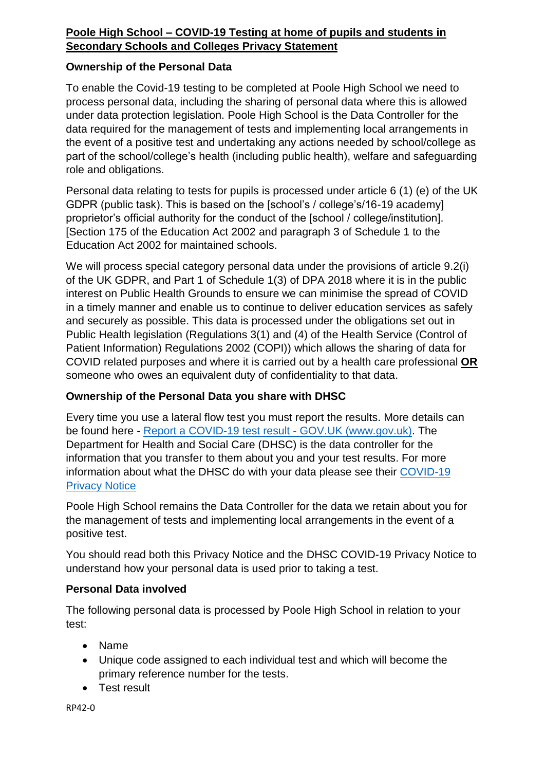# **Poole High School – COVID-19 Testing at home of pupils and students in Secondary Schools and Colleges Privacy Statement**

### Ownership of the Personal Data

To enable the Covid-19 testing to be completed at Poole High School we need to process personal data, including the sharing of personal data where this is allowed under data protection legislation. Poole High School is the Data Controller for the data required for the management of tests and implementing local arrangements in the event of a positive test and undertaking any actions needed by school/college as part of the school/college's health (including public health), welfare and safeguarding role and obligations.

Personal data relating to tests for pupils is processed under article 6 (1) (e) of the UK GDPR (public task). This is based on the [school's / college's/16-19 academy] proprietor's official authority for the conduct of the [school / college/institution]. [Section 175 of the Education Act 2002 and paragraph 3 of Schedule 1 to the Education Act 2002 for maintained schools.

We will process special category personal data under the provisions of article 9.2(i) of the UK GDPR, and Part 1 of Schedule 1(3) of DPA 2018 where it is in the public interest on Public Health Grounds to ensure we can minimise the spread of COVID in a timely manner and enable us to continue to deliver education services as safely and securely as possible. This data is processed under the obligations set out in Public Health legislation (Regulations 3(1) and (4) of the Health Service (Control of Patient Information) Regulations 2002 (COPI)) which allows the sharing of data for COVID related purposes and where it is carried out by a health care professional **OR** someone who owes an equivalent duty of confidentiality to that data.

### Ownership of the Personal Data you share with DHSC

Every time you use a lateral flow test you must report the results. More details can be found here - [Report a COVID-19 test result - GOV.UK (www.gov.uk)](). The Department for Health and Social Care (DHSC) is the data controller for the information that you transfer to them about you and your test results. For more information about what the DHSC do with your data please see their [COVID-19 Privacy Notice]()

Poole High School remains the Data Controller for the data we retain about you for the management of tests and implementing local arrangements in the event of a positive test.

You should read both this Privacy Notice and the DHSC COVID-19 Privacy Notice to understand how your personal data is used prior to taking a test.

### Personal Data involved

The following personal data is processed by Poole High School in relation to your test:

- Name
- Unique code assigned to each individual test and which will become the primary reference number for the tests.
- Test result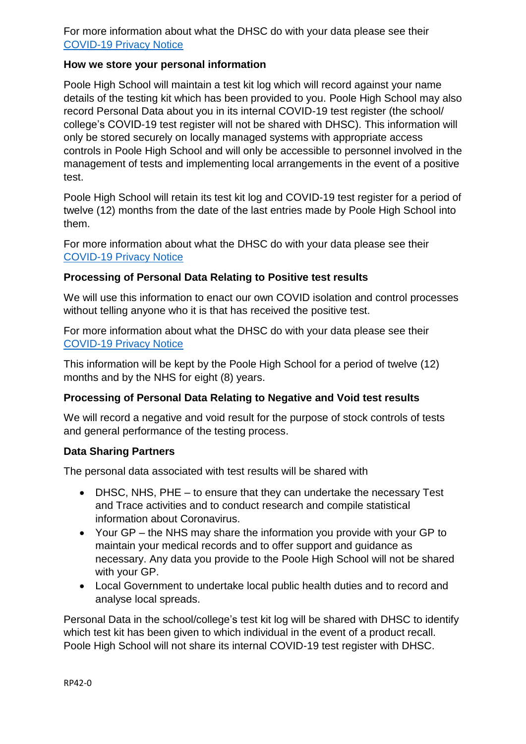For more information about what the DHSC do with your data please see their [COVID-19 Privacy Notice]()

**How we store your personal information**

Poole High School will maintain a test kit log which will record against your name details of the testing kit which has been provided to you. Poole High School may also record Personal Data about you in its internal COVID-19 test register (the school/ college's COVID-19 test register will not be shared with DHSC). This information will only be stored securely on locally managed systems with appropriate access controls in Poole High School and will only be accessible to personnel involved in the management of tests and implementing local arrangements in the event of a positive test.

Poole High School will retain its test kit log and COVID-19 test register for a period of twelve (12) months from the date of the last entries made by Poole High School into them.

For more information about what the DHSC do with your data please see their [COVID-19 Privacy Notice]()

**Processing of Personal Data Relating to Positive test results**

We will use this information to enact our own COVID isolation and control processes without telling anyone who it is that has received the positive test.

For more information about what the DHSC do with your data please see their [COVID-19 Privacy Notice]()

This information will be kept by the Poole High School for a period of twelve (12) months and by the NHS for eight (8) years.

**Processing of Personal Data Relating to Negative and Void test results**

We will record a negative and void result for the purpose of stock controls of tests and general performance of the testing process.

**Data Sharing Partners**

The personal data associated with test results will be shared with

- DHSC, NHS, PHE – to ensure that they can undertake the necessary Test and Trace activities and to conduct research and compile statistical information about Coronavirus.
- Your GP – the NHS may share the information you provide with your GP to maintain your medical records and to offer support and guidance as necessary. Any data you provide to the Poole High School will not be shared with your GP.
- Local Government to undertake local public health duties and to record and analyse local spreads.

Personal Data in the school/college's test kit log will be shared with DHSC to identify which test kit has been given to which individual in the event of a product recall. Poole High School will not share its internal COVID-19 test register with DHSC.

RP42-0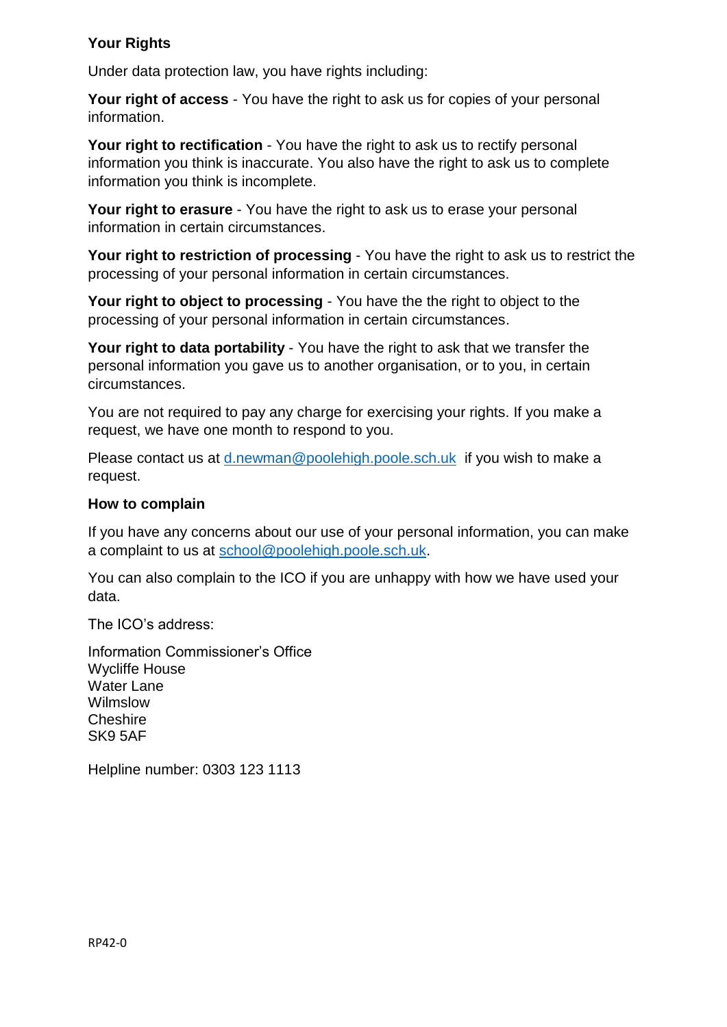**Your Rights**

Under data protection law, you have rights including:

**Your right of access** - You have the right to ask us for copies of your personal information.

**Your right to rectification** - You have the right to ask us to rectify personal information you think is inaccurate. You also have the right to ask us to complete information you think is incomplete.

**Your right to erasure** - You have the right to ask us to erase your personal information in certain circumstances.

**Your right to restriction of processing** - You have the right to ask us to restrict the processing of your personal information in certain circumstances.

**Your right to object to processing** - You have the the right to object to the processing of your personal information in certain circumstances.

**Your right to data portability** - You have the right to ask that we transfer the personal information you gave us to another organisation, or to you, in certain circumstances.

You are not required to pay any charge for exercising your rights. If you make a request, we have one month to respond to you.

Please contact us at d.newman@poolehigh.poole.sch.uk if you wish to make a request.

**How to complain**

If you have any concerns about our use of your personal information, you can make a complaint to us at school@poolehigh.poole.sch.uk.

You can also complain to the ICO if you are unhappy with how we have used your data.

The ICO's address:

Information Commissioner's Office
Wycliffe House
Water Lane
Wilmslow
Cheshire
SK9 5AF

Helpline number: 0303 123 1113

RP42-0